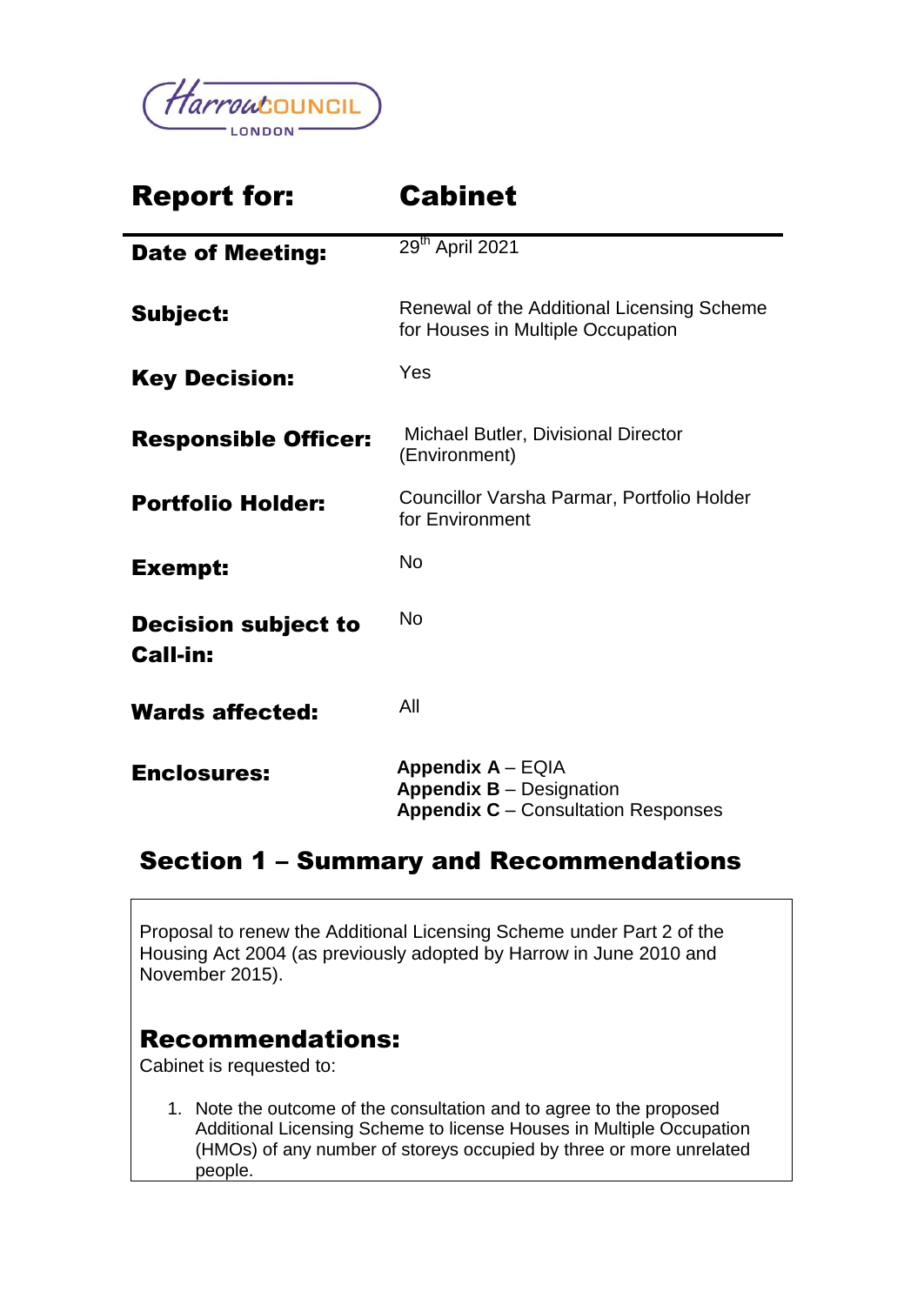Harrow COUNCIL LONDON

| **Report for:** | **Cabinet** |
|---|---|
| **Date of Meeting:** | 29th April 2021 |
| **Subject:** | Renewal of the Additional Licensing Scheme for Houses in Multiple Occupation |
| **Key Decision:** | Yes |
| **Responsible Officer:** | Michael Butler, Divisional Director (Environment) |
| **Portfolio Holder:** | Councillor Varsha Parmar, Portfolio Holder for Environment |
| **Exempt:** | No |
| **Decision subject to Call-in:** | No |
| **Wards affected:** | All |
| **Enclosures:** | **Appendix A** – EQIA<br>**Appendix B** – Designation<br>**Appendix C** – Consultation Responses |

## Section 1 – Summary and Recommendations

Proposal to renew the Additional Licensing Scheme under Part 2 of the Housing Act 2004 (as previously adopted by Harrow in June 2010 and November 2015).

## Recommendations:

Cabinet is requested to:

1. Note the outcome of the consultation and to agree to the proposed Additional Licensing Scheme to license Houses in Multiple Occupation (HMOs) of any number of storeys occupied by three or more unrelated people.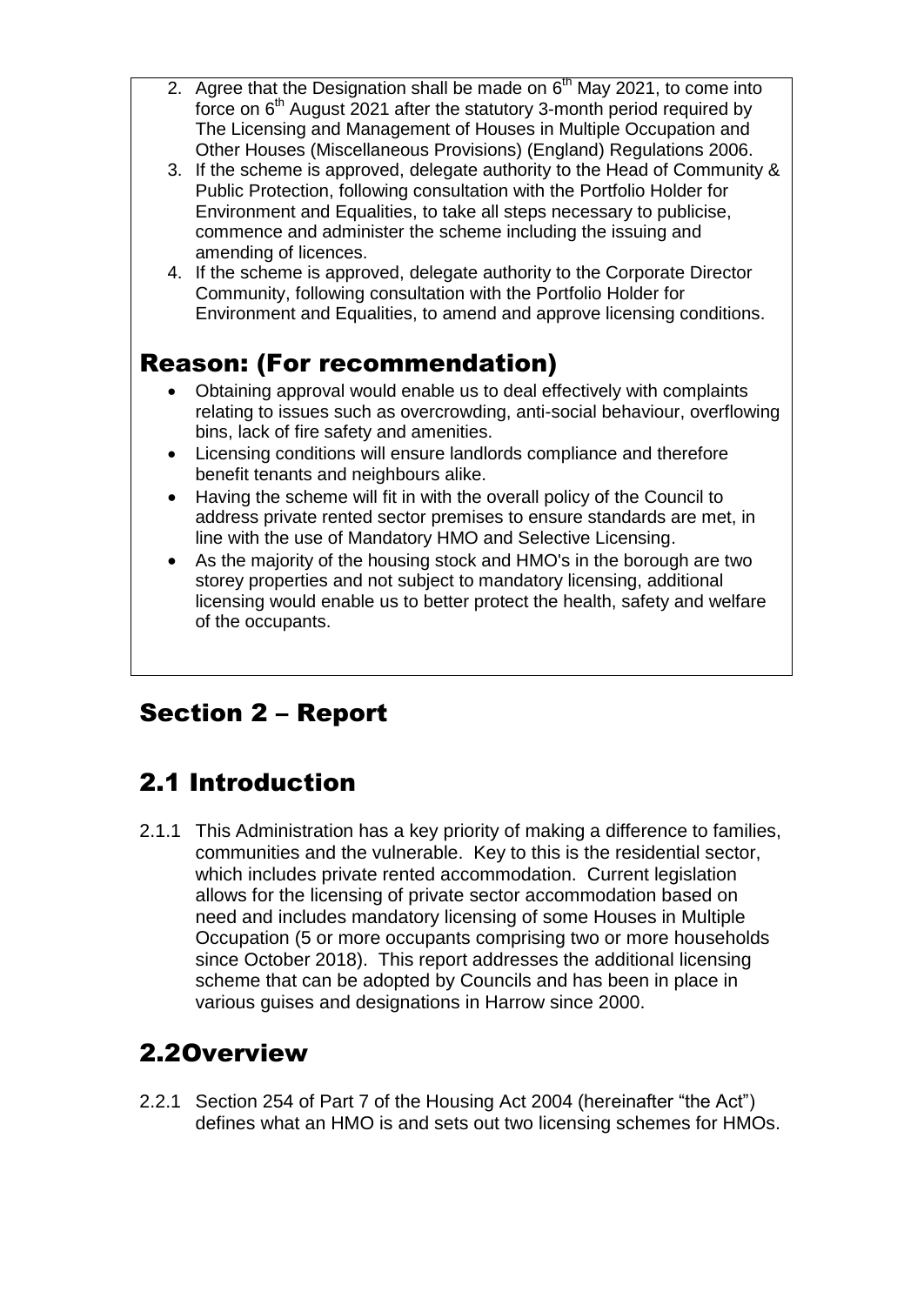2. Agree that the Designation shall be made on 6th May 2021, to come into force on 6th August 2021 after the statutory 3-month period required by The Licensing and Management of Houses in Multiple Occupation and Other Houses (Miscellaneous Provisions) (England) Regulations 2006.
3. If the scheme is approved, delegate authority to the Head of Community & Public Protection, following consultation with the Portfolio Holder for Environment and Equalities, to take all steps necessary to publicise, commence and administer the scheme including the issuing and amending of licences.
4. If the scheme is approved, delegate authority to the Corporate Director Community, following consultation with the Portfolio Holder for Environment and Equalities, to amend and approve licensing conditions.

## Reason: (For recommendation)

- Obtaining approval would enable us to deal effectively with complaints relating to issues such as overcrowding, anti-social behaviour, overflowing bins, lack of fire safety and amenities.
- Licensing conditions will ensure landlords compliance and therefore benefit tenants and neighbours alike.
- Having the scheme will fit in with the overall policy of the Council to address private rented sector premises to ensure standards are met, in line with the use of Mandatory HMO and Selective Licensing.
- As the majority of the housing stock and HMO's in the borough are two storey properties and not subject to mandatory licensing, additional licensing would enable us to better protect the health, safety and welfare of the occupants.

# Section 2 – Report

## 2.1 Introduction

2.1.1 This Administration has a key priority of making a difference to families, communities and the vulnerable. Key to this is the residential sector, which includes private rented accommodation. Current legislation allows for the licensing of private sector accommodation based on need and includes mandatory licensing of some Houses in Multiple Occupation (5 or more occupants comprising two or more households since October 2018). This report addresses the additional licensing scheme that can be adopted by Councils and has been in place in various guises and designations in Harrow since 2000.

## 2.2Overview

2.2.1 Section 254 of Part 7 of the Housing Act 2004 (hereinafter "the Act") defines what an HMO is and sets out two licensing schemes for HMOs.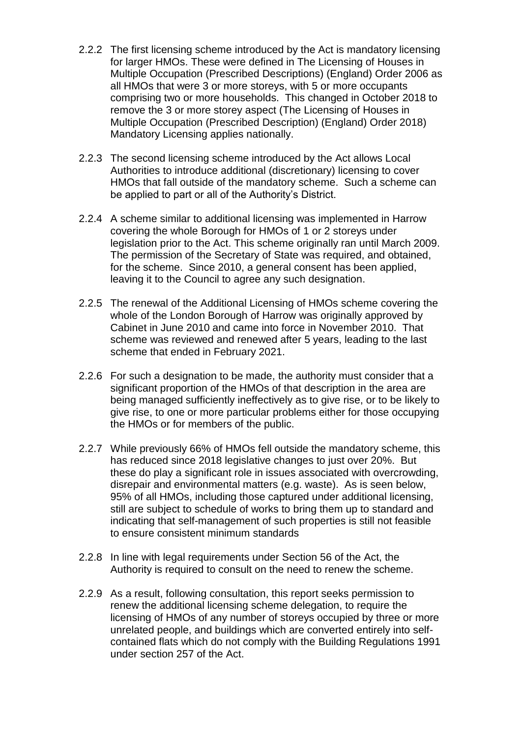2.2.2 The first licensing scheme introduced by the Act is mandatory licensing for larger HMOs. These were defined in The Licensing of Houses in Multiple Occupation (Prescribed Descriptions) (England) Order 2006 as all HMOs that were 3 or more storeys, with 5 or more occupants comprising two or more households. This changed in October 2018 to remove the 3 or more storey aspect (The Licensing of Houses in Multiple Occupation (Prescribed Description) (England) Order 2018) Mandatory Licensing applies nationally.

2.2.3 The second licensing scheme introduced by the Act allows Local Authorities to introduce additional (discretionary) licensing to cover HMOs that fall outside of the mandatory scheme. Such a scheme can be applied to part or all of the Authority's District.

2.2.4 A scheme similar to additional licensing was implemented in Harrow covering the whole Borough for HMOs of 1 or 2 storeys under legislation prior to the Act. This scheme originally ran until March 2009. The permission of the Secretary of State was required, and obtained, for the scheme. Since 2010, a general consent has been applied, leaving it to the Council to agree any such designation.

2.2.5 The renewal of the Additional Licensing of HMOs scheme covering the whole of the London Borough of Harrow was originally approved by Cabinet in June 2010 and came into force in November 2010. That scheme was reviewed and renewed after 5 years, leading to the last scheme that ended in February 2021.

2.2.6 For such a designation to be made, the authority must consider that a significant proportion of the HMOs of that description in the area are being managed sufficiently ineffectively as to give rise, or to be likely to give rise, to one or more particular problems either for those occupying the HMOs or for members of the public.

2.2.7 While previously 66% of HMOs fell outside the mandatory scheme, this has reduced since 2018 legislative changes to just over 20%. But these do play a significant role in issues associated with overcrowding, disrepair and environmental matters (e.g. waste). As is seen below, 95% of all HMOs, including those captured under additional licensing, still are subject to schedule of works to bring them up to standard and indicating that self-management of such properties is still not feasible to ensure consistent minimum standards

2.2.8 In line with legal requirements under Section 56 of the Act, the Authority is required to consult on the need to renew the scheme.

2.2.9 As a result, following consultation, this report seeks permission to renew the additional licensing scheme delegation, to require the licensing of HMOs of any number of storeys occupied by three or more unrelated people, and buildings which are converted entirely into self-contained flats which do not comply with the Building Regulations 1991 under section 257 of the Act.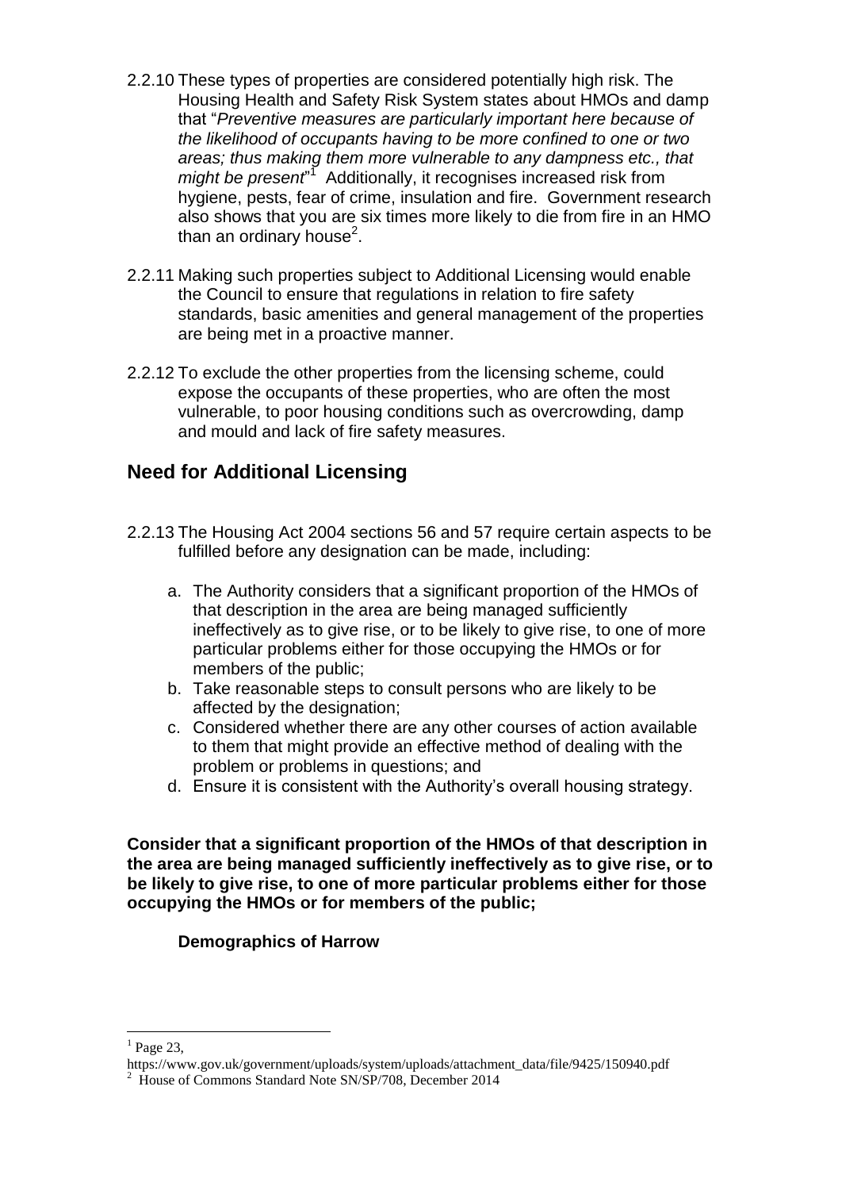2.2.10 These types of properties are considered potentially high risk. The Housing Health and Safety Risk System states about HMOs and damp that "*Preventive measures are particularly important here because of the likelihood of occupants having to be more confined to one or two areas; thus making them more vulnerable to any dampness etc., that might be present*"[1] Additionally, it recognises increased risk from hygiene, pests, fear of crime, insulation and fire. Government research also shows that you are six times more likely to die from fire in an HMO than an ordinary house[2].

2.2.11 Making such properties subject to Additional Licensing would enable the Council to ensure that regulations in relation to fire safety standards, basic amenities and general management of the properties are being met in a proactive manner.

2.2.12 To exclude the other properties from the licensing scheme, could expose the occupants of these properties, who are often the most vulnerable, to poor housing conditions such as overcrowding, damp and mould and lack of fire safety measures.

## Need for Additional Licensing

2.2.13 The Housing Act 2004 sections 56 and 57 require certain aspects to be fulfilled before any designation can be made, including:

a. The Authority considers that a significant proportion of the HMOs of that description in the area are being managed sufficiently ineffectively as to give rise, or to be likely to give rise, to one of more particular problems either for those occupying the HMOs or for members of the public;
b. Take reasonable steps to consult persons who are likely to be affected by the designation;
c. Considered whether there are any other courses of action available to them that might provide an effective method of dealing with the problem or problems in questions; and
d. Ensure it is consistent with the Authority's overall housing strategy.

**Consider that a significant proportion of the HMOs of that description in the area are being managed sufficiently ineffectively as to give rise, or to be likely to give rise, to one of more particular problems either for those occupying the HMOs or for members of the public;**

**Demographics of Harrow**

---

[1] Page 23, https://www.gov.uk/government/uploads/system/uploads/attachment_data/file/9425/150940.pdf

[2] House of Commons Standard Note SN/SP/708, December 2014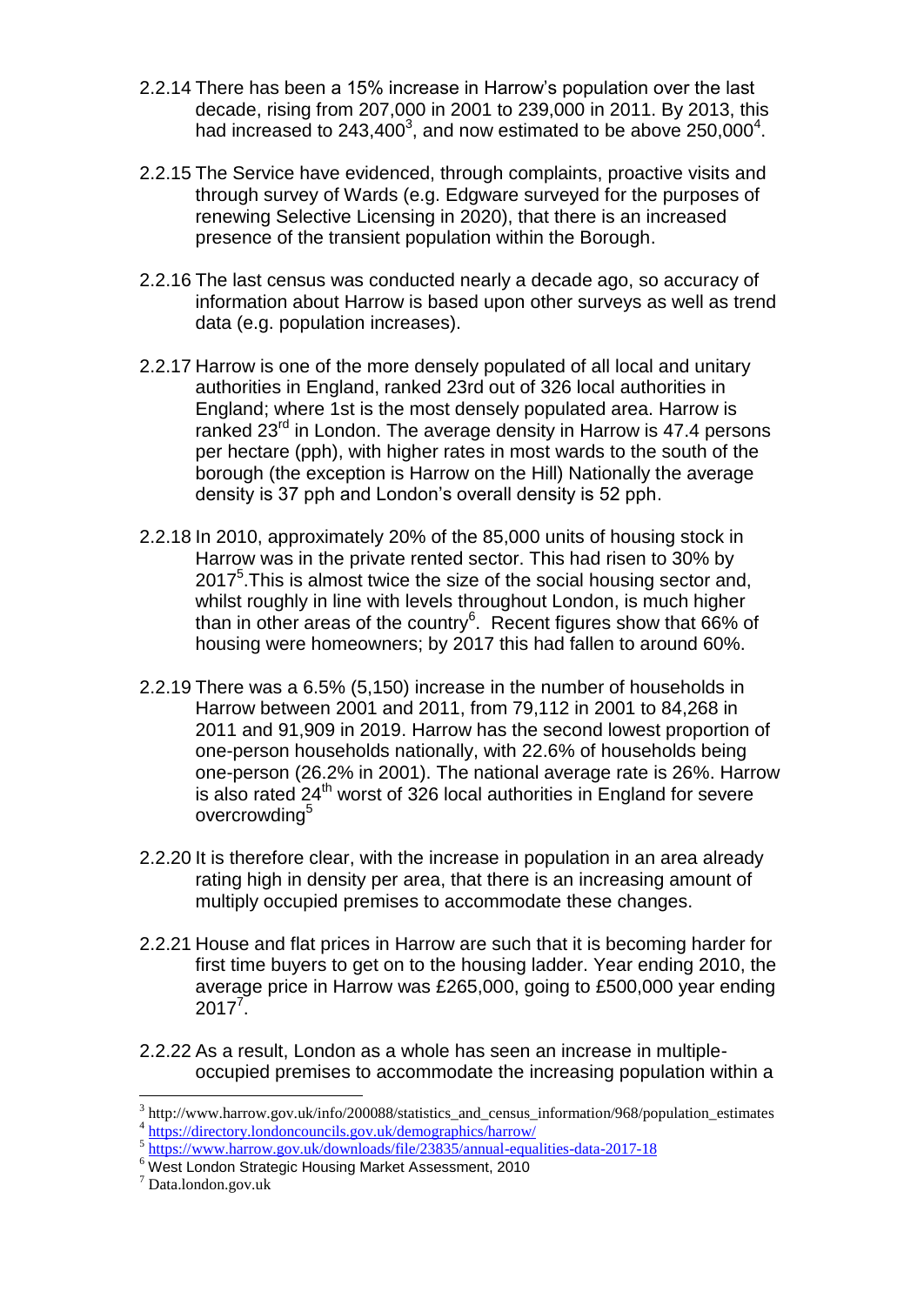2.2.14 There has been a 15% increase in Harrow's population over the last decade, rising from 207,000 in 2001 to 239,000 in 2011. By 2013, this had increased to 243,400[3], and now estimated to be above 250,000[4].

2.2.15 The Service have evidenced, through complaints, proactive visits and through survey of Wards (e.g. Edgware surveyed for the purposes of renewing Selective Licensing in 2020), that there is an increased presence of the transient population within the Borough.

2.2.16 The last census was conducted nearly a decade ago, so accuracy of information about Harrow is based upon other surveys as well as trend data (e.g. population increases).

2.2.17 Harrow is one of the more densely populated of all local and unitary authorities in England, ranked 23rd out of 326 local authorities in England; where 1st is the most densely populated area. Harrow is ranked 23rd in London. The average density in Harrow is 47.4 persons per hectare (pph), with higher rates in most wards to the south of the borough (the exception is Harrow on the Hill) Nationally the average density is 37 pph and London's overall density is 52 pph.

2.2.18 In 2010, approximately 20% of the 85,000 units of housing stock in Harrow was in the private rented sector. This had risen to 30% by 2017[5].This is almost twice the size of the social housing sector and, whilst roughly in line with levels throughout London, is much higher than in other areas of the country[6]. Recent figures show that 66% of housing were homeowners; by 2017 this had fallen to around 60%.

2.2.19 There was a 6.5% (5,150) increase in the number of households in Harrow between 2001 and 2011, from 79,112 in 2001 to 84,268 in 2011 and 91,909 in 2019. Harrow has the second lowest proportion of one-person households nationally, with 22.6% of households being one-person (26.2% in 2001). The national average rate is 26%. Harrow is also rated 24th worst of 326 local authorities in England for severe overcrowding[5]

2.2.20 It is therefore clear, with the increase in population in an area already rating high in density per area, that there is an increasing amount of multiply occupied premises to accommodate these changes.

2.2.21 House and flat prices in Harrow are such that it is becoming harder for first time buyers to get on to the housing ladder. Year ending 2010, the average price in Harrow was £265,000, going to £500,000 year ending 2017[7].

2.2.22 As a result, London as a whole has seen an increase in multiple-occupied premises to accommodate the increasing population within a

---

[3] http://www.harrow.gov.uk/info/200088/statistics_and_census_information/968/population_estimates
[4] https://directory.londoncouncils.gov.uk/demographics/harrow/
[5] https://www.harrow.gov.uk/downloads/file/23835/annual-equalities-data-2017-18
[6] West London Strategic Housing Market Assessment, 2010
[7] Data.london.gov.uk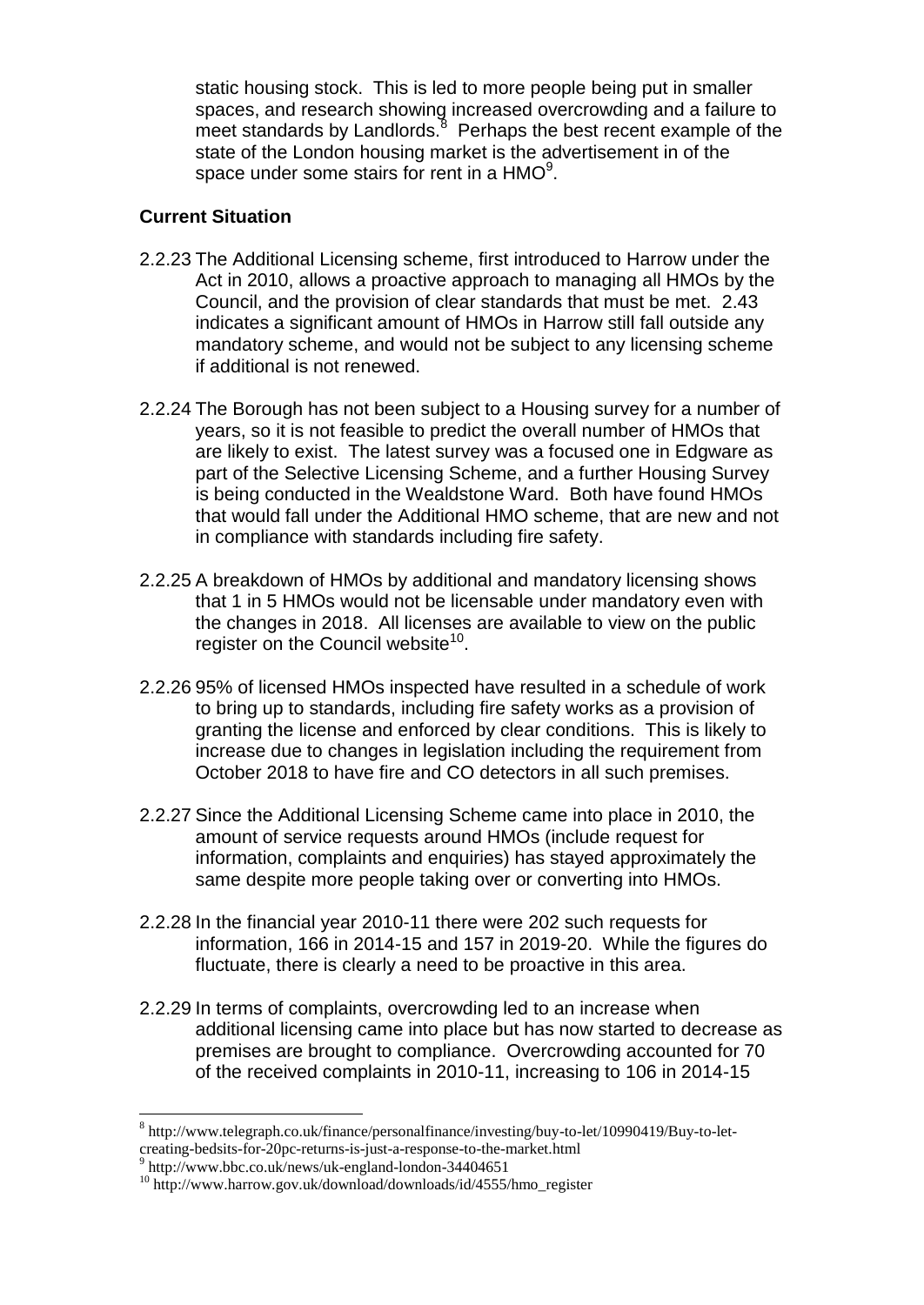static housing stock. This is led to more people being put in smaller spaces, and research showing increased overcrowding and a failure to meet standards by Landlords.[8] Perhaps the best recent example of the state of the London housing market is the advertisement in of the space under some stairs for rent in a HMO[9].

**Current Situation**

2.2.23 The Additional Licensing scheme, first introduced to Harrow under the Act in 2010, allows a proactive approach to managing all HMOs by the Council, and the provision of clear standards that must be met. 2.43 indicates a significant amount of HMOs in Harrow still fall outside any mandatory scheme, and would not be subject to any licensing scheme if additional is not renewed.

2.2.24 The Borough has not been subject to a Housing survey for a number of years, so it is not feasible to predict the overall number of HMOs that are likely to exist. The latest survey was a focused one in Edgware as part of the Selective Licensing Scheme, and a further Housing Survey is being conducted in the Wealdstone Ward. Both have found HMOs that would fall under the Additional HMO scheme, that are new and not in compliance with standards including fire safety.

2.2.25 A breakdown of HMOs by additional and mandatory licensing shows that 1 in 5 HMOs would not be licensable under mandatory even with the changes in 2018. All licenses are available to view on the public register on the Council website[10].

2.2.26 95% of licensed HMOs inspected have resulted in a schedule of work to bring up to standards, including fire safety works as a provision of granting the license and enforced by clear conditions. This is likely to increase due to changes in legislation including the requirement from October 2018 to have fire and CO detectors in all such premises.

2.2.27 Since the Additional Licensing Scheme came into place in 2010, the amount of service requests around HMOs (include request for information, complaints and enquiries) has stayed approximately the same despite more people taking over or converting into HMOs.

2.2.28 In the financial year 2010-11 there were 202 such requests for information, 166 in 2014-15 and 157 in 2019-20. While the figures do fluctuate, there is clearly a need to be proactive in this area.

2.2.29 In terms of complaints, overcrowding led to an increase when additional licensing came into place but has now started to decrease as premises are brought to compliance. Overcrowding accounted for 70 of the received complaints in 2010-11, increasing to 106 in 2014-15

---

[8] http://www.telegraph.co.uk/finance/personalfinance/investing/buy-to-let/10990419/Buy-to-let-creating-bedsits-for-20pc-returns-is-just-a-response-to-the-market.html

[9] http://www.bbc.co.uk/news/uk-england-london-34404651

[10] http://www.harrow.gov.uk/download/downloads/id/4555/hmo_register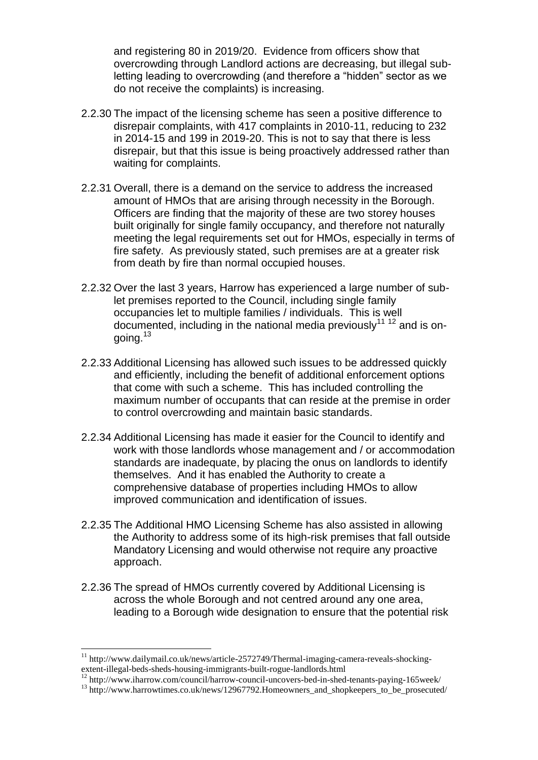and registering 80 in 2019/20. Evidence from officers show that overcrowding through Landlord actions are decreasing, but illegal sub-letting leading to overcrowding (and therefore a "hidden" sector as we do not receive the complaints) is increasing.

2.2.30 The impact of the licensing scheme has seen a positive difference to disrepair complaints, with 417 complaints in 2010-11, reducing to 232 in 2014-15 and 199 in 2019-20. This is not to say that there is less disrepair, but that this issue is being proactively addressed rather than waiting for complaints.

2.2.31 Overall, there is a demand on the service to address the increased amount of HMOs that are arising through necessity in the Borough. Officers are finding that the majority of these are two storey houses built originally for single family occupancy, and therefore not naturally meeting the legal requirements set out for HMOs, especially in terms of fire safety. As previously stated, such premises are at a greater risk from death by fire than normal occupied houses.

2.2.32 Over the last 3 years, Harrow has experienced a large number of sub-let premises reported to the Council, including single family occupancies let to multiple families / individuals. This is well documented, including in the national media previously[11] [12] and is on-going.[13]

2.2.33 Additional Licensing has allowed such issues to be addressed quickly and efficiently, including the benefit of additional enforcement options that come with such a scheme. This has included controlling the maximum number of occupants that can reside at the premise in order to control overcrowding and maintain basic standards.

2.2.34 Additional Licensing has made it easier for the Council to identify and work with those landlords whose management and / or accommodation standards are inadequate, by placing the onus on landlords to identify themselves. And it has enabled the Authority to create a comprehensive database of properties including HMOs to allow improved communication and identification of issues.

2.2.35 The Additional HMO Licensing Scheme has also assisted in allowing the Authority to address some of its high-risk premises that fall outside Mandatory Licensing and would otherwise not require any proactive approach.

2.2.36 The spread of HMOs currently covered by Additional Licensing is across the whole Borough and not centred around any one area, leading to a Borough wide designation to ensure that the potential risk

---

[11] http://www.dailymail.co.uk/news/article-2572749/Thermal-imaging-camera-reveals-shocking-extent-illegal-beds-sheds-housing-immigrants-built-rogue-landlords.html

[12] http://www.iharrow.com/council/harrow-council-uncovers-bed-in-shed-tenants-paying-165week/

[13] http://www.harrowtimes.co.uk/news/12967792.Homeowners_and_shopkeepers_to_be_prosecuted/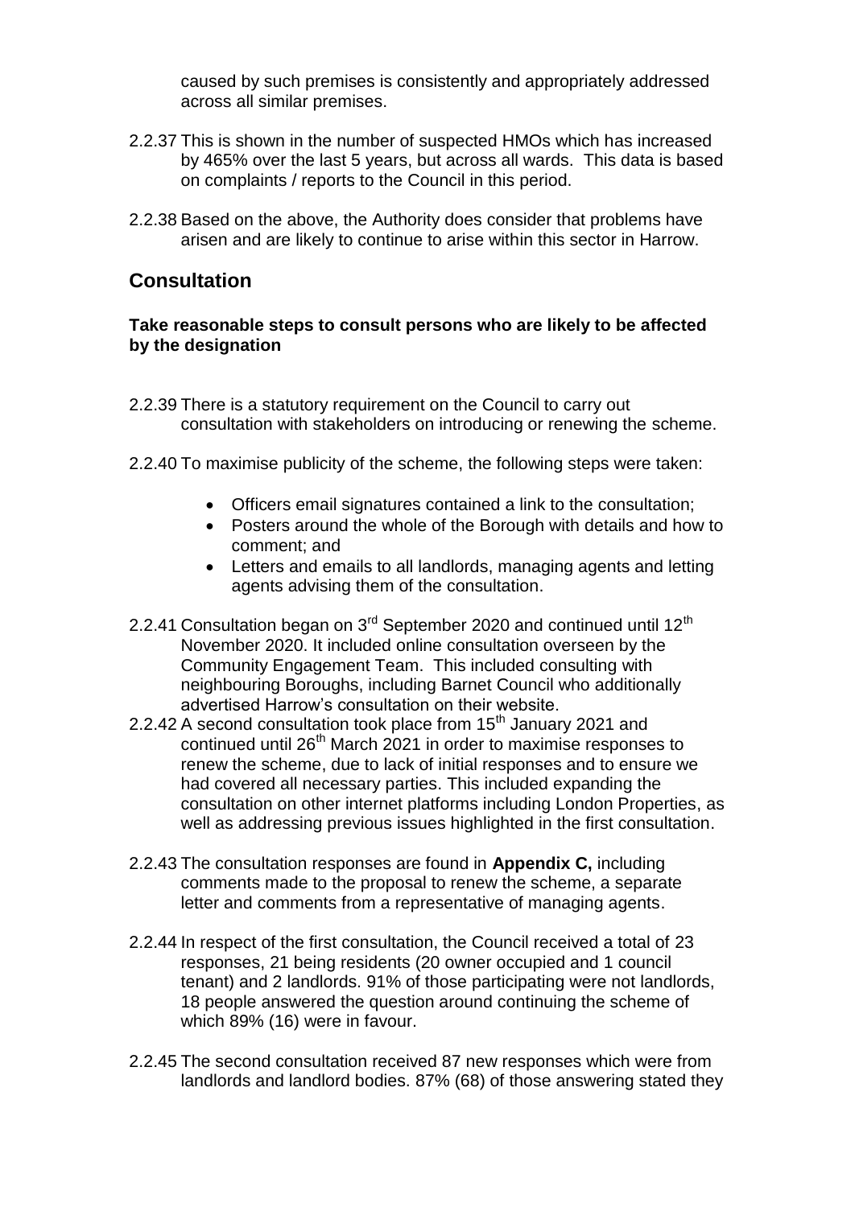caused by such premises is consistently and appropriately addressed across all similar premises.

2.2.37 This is shown in the number of suspected HMOs which has increased by 465% over the last 5 years, but across all wards. This data is based on complaints / reports to the Council in this period.

2.2.38 Based on the above, the Authority does consider that problems have arisen and are likely to continue to arise within this sector in Harrow.

## Consultation

### Take reasonable steps to consult persons who are likely to be affected by the designation

2.2.39 There is a statutory requirement on the Council to carry out consultation with stakeholders on introducing or renewing the scheme.

2.2.40 To maximise publicity of the scheme, the following steps were taken:

- Officers email signatures contained a link to the consultation;
- Posters around the whole of the Borough with details and how to comment; and
- Letters and emails to all landlords, managing agents and letting agents advising them of the consultation.

2.2.41 Consultation began on 3rd September 2020 and continued until 12th November 2020. It included online consultation overseen by the Community Engagement Team. This included consulting with neighbouring Boroughs, including Barnet Council who additionally advertised Harrow's consultation on their website.

2.2.42 A second consultation took place from 15th January 2021 and continued until 26th March 2021 in order to maximise responses to renew the scheme, due to lack of initial responses and to ensure we had covered all necessary parties. This included expanding the consultation on other internet platforms including London Properties, as well as addressing previous issues highlighted in the first consultation.

2.2.43 The consultation responses are found in **Appendix C,** including comments made to the proposal to renew the scheme, a separate letter and comments from a representative of managing agents.

2.2.44 In respect of the first consultation, the Council received a total of 23 responses, 21 being residents (20 owner occupied and 1 council tenant) and 2 landlords. 91% of those participating were not landlords, 18 people answered the question around continuing the scheme of which 89% (16) were in favour.

2.2.45 The second consultation received 87 new responses which were from landlords and landlord bodies. 87% (68) of those answering stated they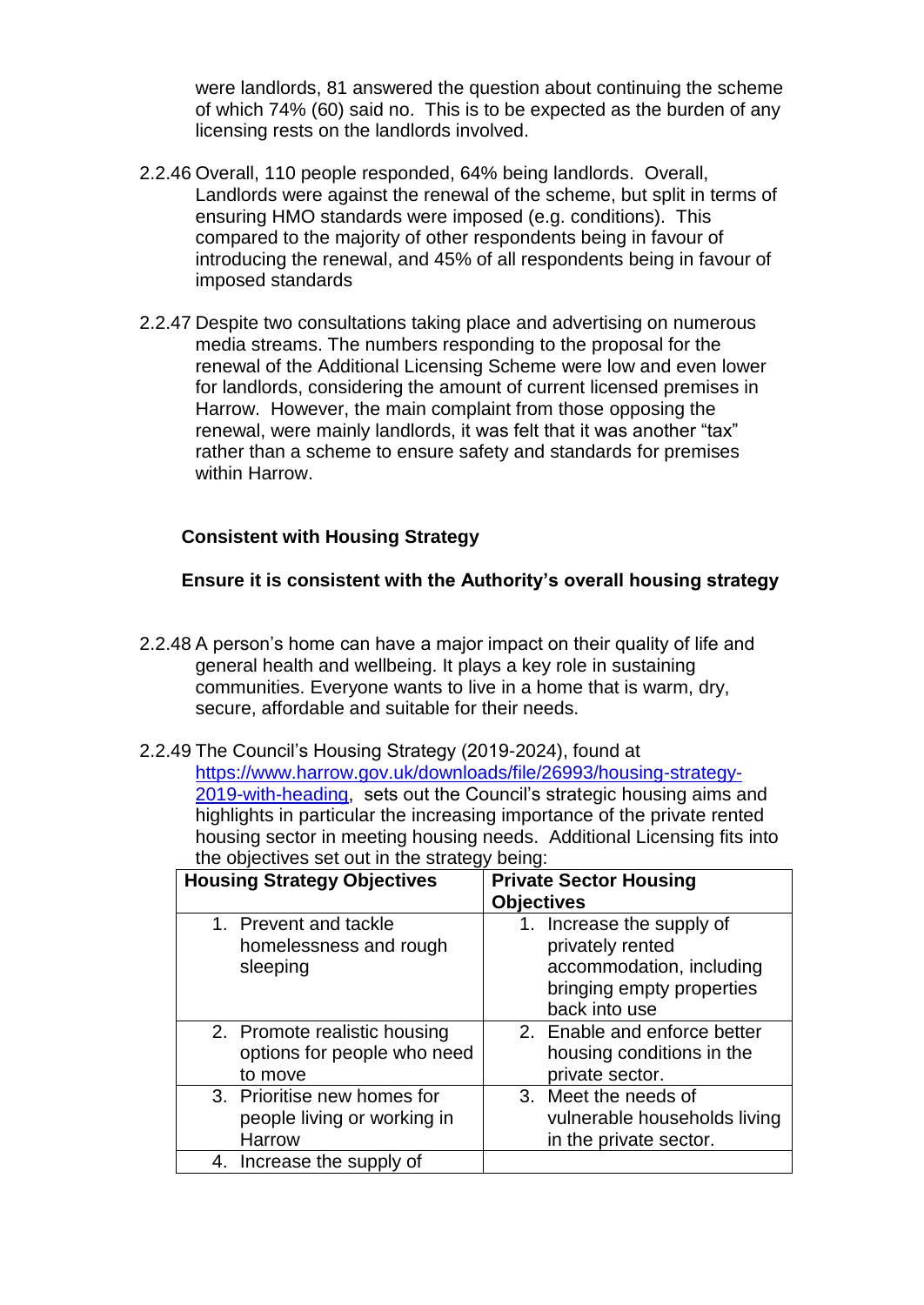were landlords, 81 answered the question about continuing the scheme of which 74% (60) said no. This is to be expected as the burden of any licensing rests on the landlords involved.

2.2.46 Overall, 110 people responded, 64% being landlords. Overall, Landlords were against the renewal of the scheme, but split in terms of ensuring HMO standards were imposed (e.g. conditions). This compared to the majority of other respondents being in favour of introducing the renewal, and 45% of all respondents being in favour of imposed standards

2.2.47 Despite two consultations taking place and advertising on numerous media streams. The numbers responding to the proposal for the renewal of the Additional Licensing Scheme were low and even lower for landlords, considering the amount of current licensed premises in Harrow. However, the main complaint from those opposing the renewal, were mainly landlords, it was felt that it was another "tax" rather than a scheme to ensure safety and standards for premises within Harrow.

**Consistent with Housing Strategy**

**Ensure it is consistent with the Authority's overall housing strategy**

2.2.48 A person's home can have a major impact on their quality of life and general health and wellbeing. It plays a key role in sustaining communities. Everyone wants to live in a home that is warm, dry, secure, affordable and suitable for their needs.

2.2.49 The Council's Housing Strategy (2019-2024), found at https://www.harrow.gov.uk/downloads/file/26993/housing-strategy-2019-with-heading, sets out the Council's strategic housing aims and highlights in particular the increasing importance of the private rented housing sector in meeting housing needs. Additional Licensing fits into the objectives set out in the strategy being:

| Housing Strategy Objectives | Private Sector Housing Objectives |
|---|---|
| 1. Prevent and tackle homelessness and rough sleeping | 1. Increase the supply of privately rented accommodation, including bringing empty properties back into use |
| 2. Promote realistic housing options for people who need to move | 2. Enable and enforce better housing conditions in the private sector. |
| 3. Prioritise new homes for people living or working in Harrow | 3. Meet the needs of vulnerable households living in the private sector. |
| 4. Increase the supply of | |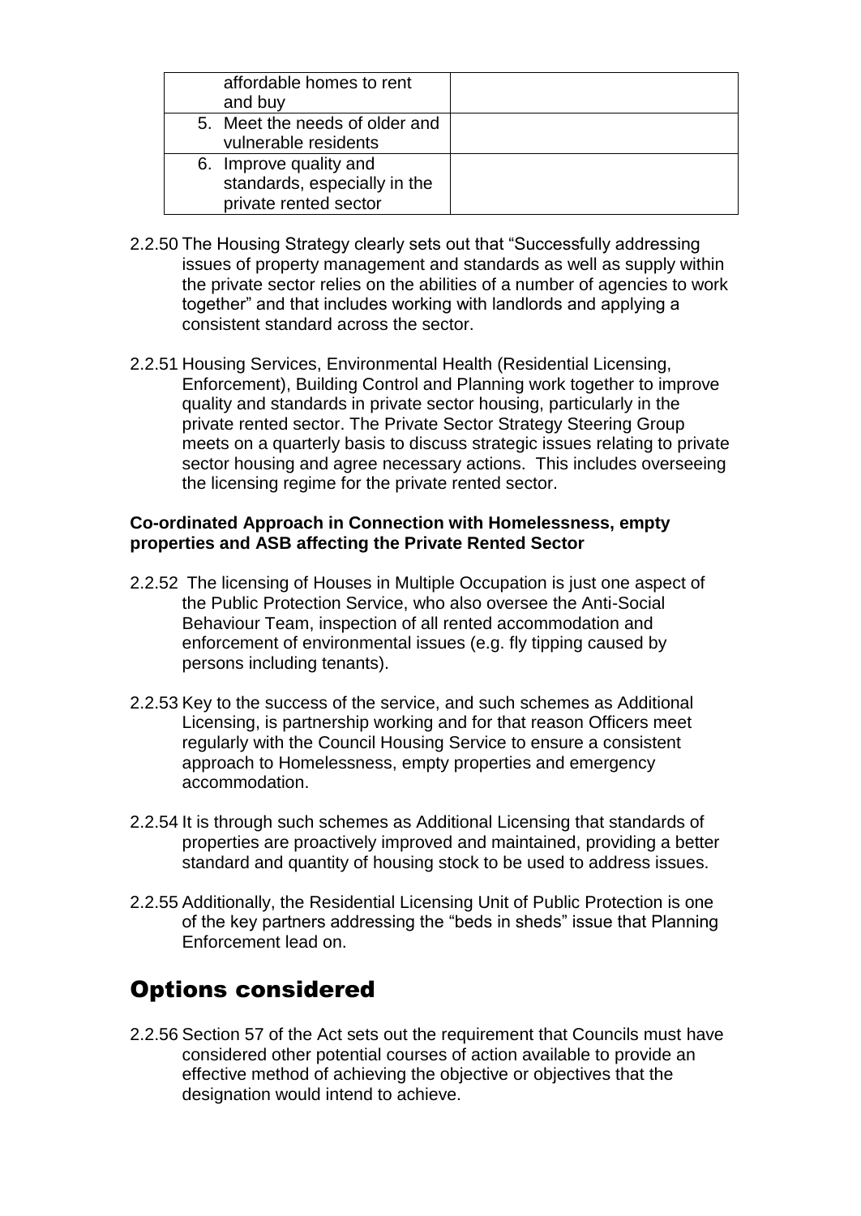| | |
|---|---|
| affordable homes to rent and buy | |
| 5. Meet the needs of older and vulnerable residents | |
| 6. Improve quality and standards, especially in the private rented sector | |

2.2.50 The Housing Strategy clearly sets out that "Successfully addressing issues of property management and standards as well as supply within the private sector relies on the abilities of a number of agencies to work together" and that includes working with landlords and applying a consistent standard across the sector.

2.2.51 Housing Services, Environmental Health (Residential Licensing, Enforcement), Building Control and Planning work together to improve quality and standards in private sector housing, particularly in the private rented sector. The Private Sector Strategy Steering Group meets on a quarterly basis to discuss strategic issues relating to private sector housing and agree necessary actions. This includes overseeing the licensing regime for the private rented sector.

**Co-ordinated Approach in Connection with Homelessness, empty properties and ASB affecting the Private Rented Sector**

2.2.52 The licensing of Houses in Multiple Occupation is just one aspect of the Public Protection Service, who also oversee the Anti-Social Behaviour Team, inspection of all rented accommodation and enforcement of environmental issues (e.g. fly tipping caused by persons including tenants).

2.2.53 Key to the success of the service, and such schemes as Additional Licensing, is partnership working and for that reason Officers meet regularly with the Council Housing Service to ensure a consistent approach to Homelessness, empty properties and emergency accommodation.

2.2.54 It is through such schemes as Additional Licensing that standards of properties are proactively improved and maintained, providing a better standard and quantity of housing stock to be used to address issues.

2.2.55 Additionally, the Residential Licensing Unit of Public Protection is one of the key partners addressing the "beds in sheds" issue that Planning Enforcement lead on.

# Options considered

2.2.56 Section 57 of the Act sets out the requirement that Councils must have considered other potential courses of action available to provide an effective method of achieving the objective or objectives that the designation would intend to achieve.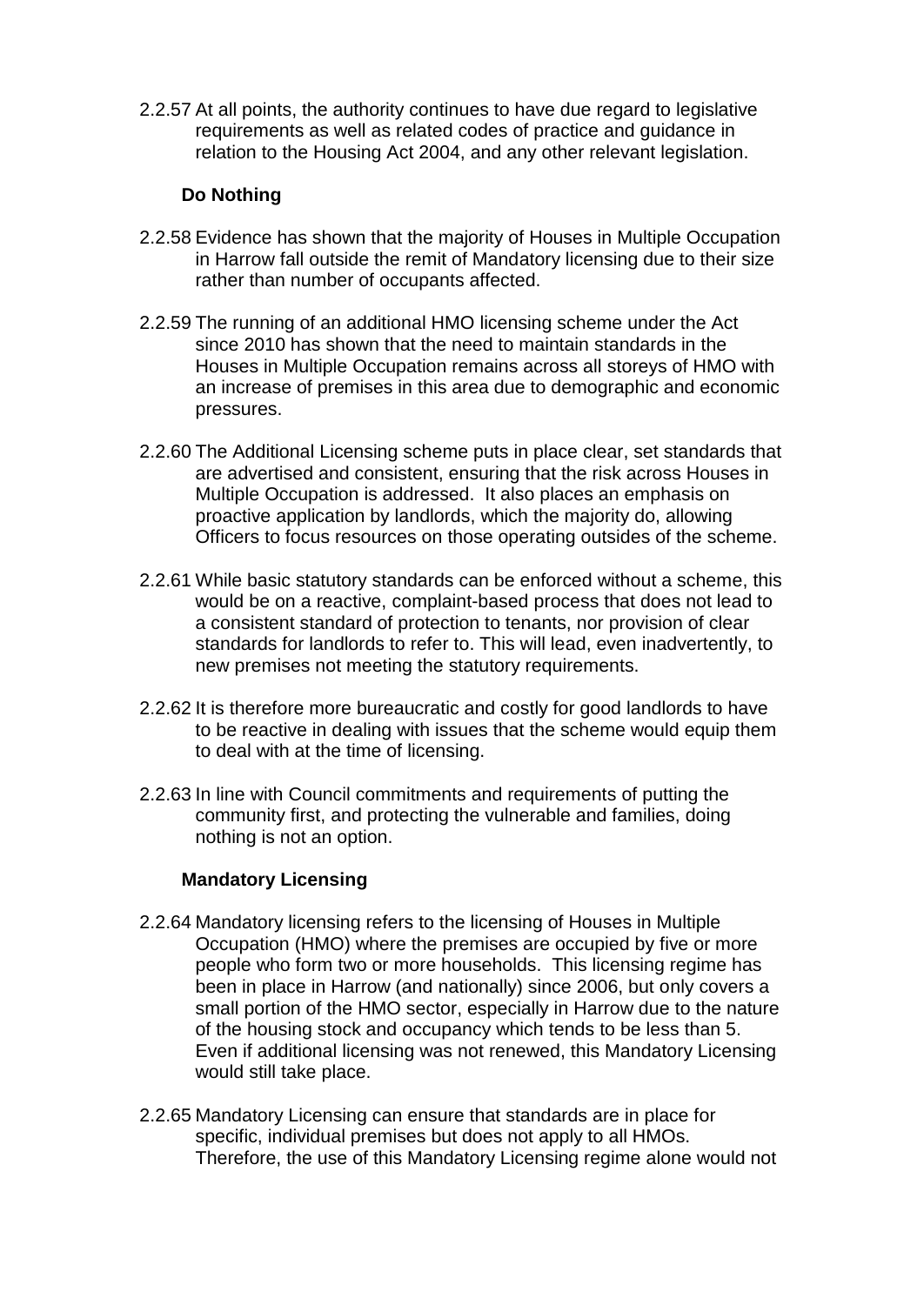2.2.57 At all points, the authority continues to have due regard to legislative requirements as well as related codes of practice and guidance in relation to the Housing Act 2004, and any other relevant legislation.

**Do Nothing**

2.2.58 Evidence has shown that the majority of Houses in Multiple Occupation in Harrow fall outside the remit of Mandatory licensing due to their size rather than number of occupants affected.

2.2.59 The running of an additional HMO licensing scheme under the Act since 2010 has shown that the need to maintain standards in the Houses in Multiple Occupation remains across all storeys of HMO with an increase of premises in this area due to demographic and economic pressures.

2.2.60 The Additional Licensing scheme puts in place clear, set standards that are advertised and consistent, ensuring that the risk across Houses in Multiple Occupation is addressed. It also places an emphasis on proactive application by landlords, which the majority do, allowing Officers to focus resources on those operating outsides of the scheme.

2.2.61 While basic statutory standards can be enforced without a scheme, this would be on a reactive, complaint-based process that does not lead to a consistent standard of protection to tenants, nor provision of clear standards for landlords to refer to. This will lead, even inadvertently, to new premises not meeting the statutory requirements.

2.2.62 It is therefore more bureaucratic and costly for good landlords to have to be reactive in dealing with issues that the scheme would equip them to deal with at the time of licensing.

2.2.63 In line with Council commitments and requirements of putting the community first, and protecting the vulnerable and families, doing nothing is not an option.

**Mandatory Licensing**

2.2.64 Mandatory licensing refers to the licensing of Houses in Multiple Occupation (HMO) where the premises are occupied by five or more people who form two or more households. This licensing regime has been in place in Harrow (and nationally) since 2006, but only covers a small portion of the HMO sector, especially in Harrow due to the nature of the housing stock and occupancy which tends to be less than 5. Even if additional licensing was not renewed, this Mandatory Licensing would still take place.

2.2.65 Mandatory Licensing can ensure that standards are in place for specific, individual premises but does not apply to all HMOs. Therefore, the use of this Mandatory Licensing regime alone would not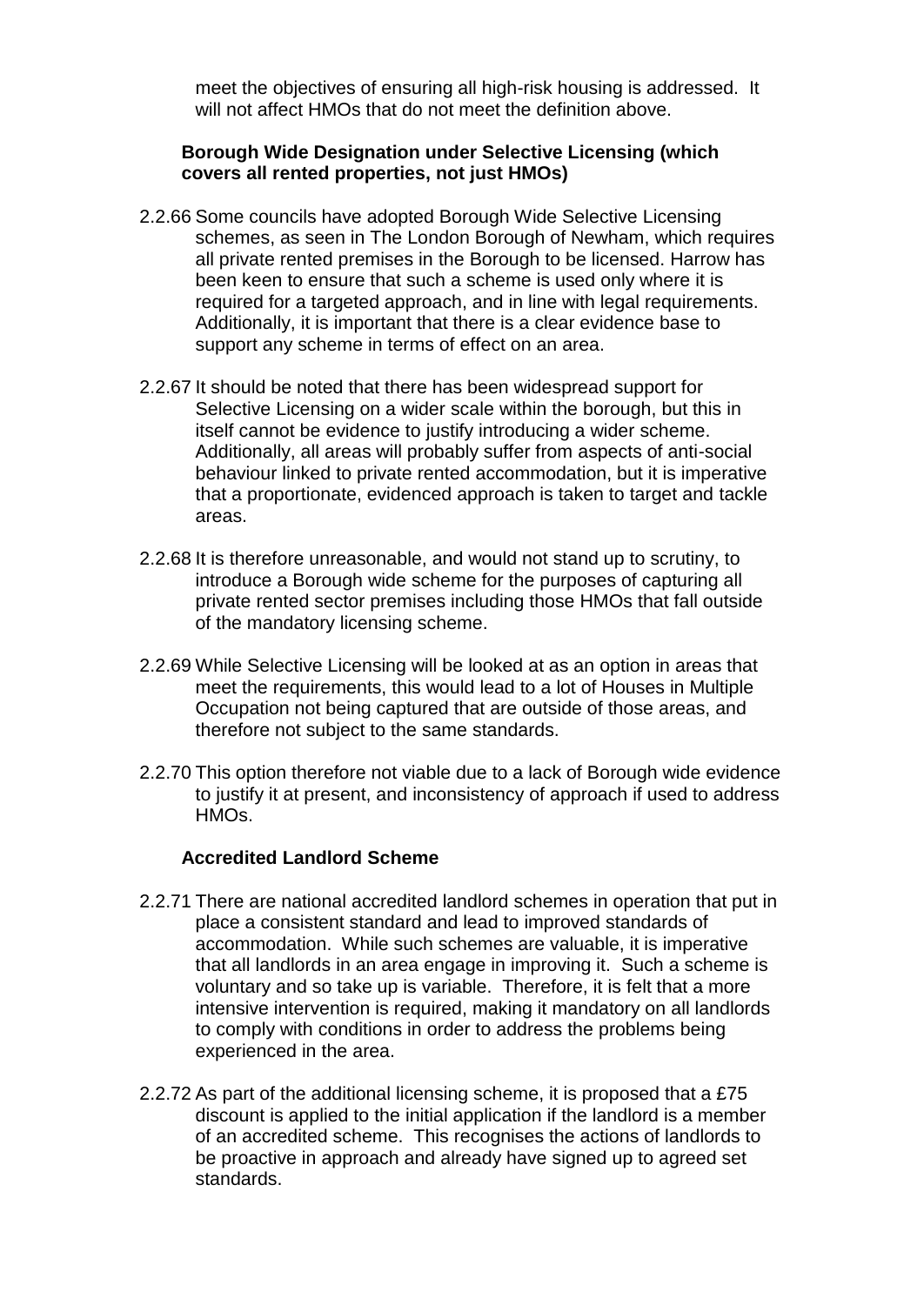meet the objectives of ensuring all high-risk housing is addressed. It will not affect HMOs that do not meet the definition above.

**Borough Wide Designation under Selective Licensing (which covers all rented properties, not just HMOs)**

2.2.66 Some councils have adopted Borough Wide Selective Licensing schemes, as seen in The London Borough of Newham, which requires all private rented premises in the Borough to be licensed. Harrow has been keen to ensure that such a scheme is used only where it is required for a targeted approach, and in line with legal requirements. Additionally, it is important that there is a clear evidence base to support any scheme in terms of effect on an area.

2.2.67 It should be noted that there has been widespread support for Selective Licensing on a wider scale within the borough, but this in itself cannot be evidence to justify introducing a wider scheme. Additionally, all areas will probably suffer from aspects of anti-social behaviour linked to private rented accommodation, but it is imperative that a proportionate, evidenced approach is taken to target and tackle areas.

2.2.68 It is therefore unreasonable, and would not stand up to scrutiny, to introduce a Borough wide scheme for the purposes of capturing all private rented sector premises including those HMOs that fall outside of the mandatory licensing scheme.

2.2.69 While Selective Licensing will be looked at as an option in areas that meet the requirements, this would lead to a lot of Houses in Multiple Occupation not being captured that are outside of those areas, and therefore not subject to the same standards.

2.2.70 This option therefore not viable due to a lack of Borough wide evidence to justify it at present, and inconsistency of approach if used to address HMOs.

**Accredited Landlord Scheme**

2.2.71 There are national accredited landlord schemes in operation that put in place a consistent standard and lead to improved standards of accommodation. While such schemes are valuable, it is imperative that all landlords in an area engage in improving it. Such a scheme is voluntary and so take up is variable. Therefore, it is felt that a more intensive intervention is required, making it mandatory on all landlords to comply with conditions in order to address the problems being experienced in the area.

2.2.72 As part of the additional licensing scheme, it is proposed that a £75 discount is applied to the initial application if the landlord is a member of an accredited scheme. This recognises the actions of landlords to be proactive in approach and already have signed up to agreed set standards.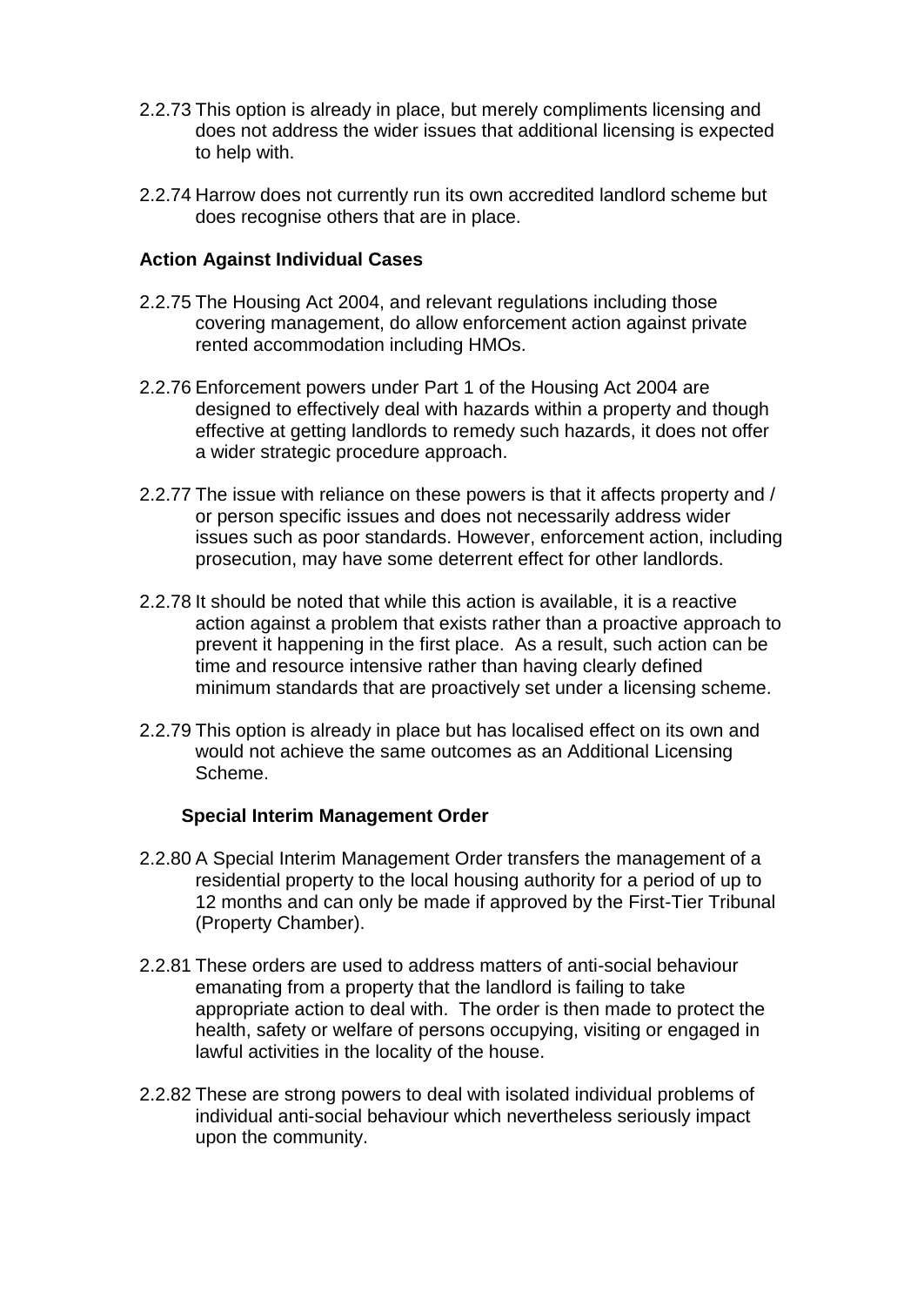2.2.73 This option is already in place, but merely compliments licensing and does not address the wider issues that additional licensing is expected to help with.

2.2.74 Harrow does not currently run its own accredited landlord scheme but does recognise others that are in place.

**Action Against Individual Cases**

2.2.75 The Housing Act 2004, and relevant regulations including those covering management, do allow enforcement action against private rented accommodation including HMOs.

2.2.76 Enforcement powers under Part 1 of the Housing Act 2004 are designed to effectively deal with hazards within a property and though effective at getting landlords to remedy such hazards, it does not offer a wider strategic procedure approach.

2.2.77 The issue with reliance on these powers is that it affects property and / or person specific issues and does not necessarily address wider issues such as poor standards. However, enforcement action, including prosecution, may have some deterrent effect for other landlords.

2.2.78 It should be noted that while this action is available, it is a reactive action against a problem that exists rather than a proactive approach to prevent it happening in the first place. As a result, such action can be time and resource intensive rather than having clearly defined minimum standards that are proactively set under a licensing scheme.

2.2.79 This option is already in place but has localised effect on its own and would not achieve the same outcomes as an Additional Licensing Scheme.

**Special Interim Management Order**

2.2.80 A Special Interim Management Order transfers the management of a residential property to the local housing authority for a period of up to 12 months and can only be made if approved by the First-Tier Tribunal (Property Chamber).

2.2.81 These orders are used to address matters of anti-social behaviour emanating from a property that the landlord is failing to take appropriate action to deal with. The order is then made to protect the health, safety or welfare of persons occupying, visiting or engaged in lawful activities in the locality of the house.

2.2.82 These are strong powers to deal with isolated individual problems of individual anti-social behaviour which nevertheless seriously impact upon the community.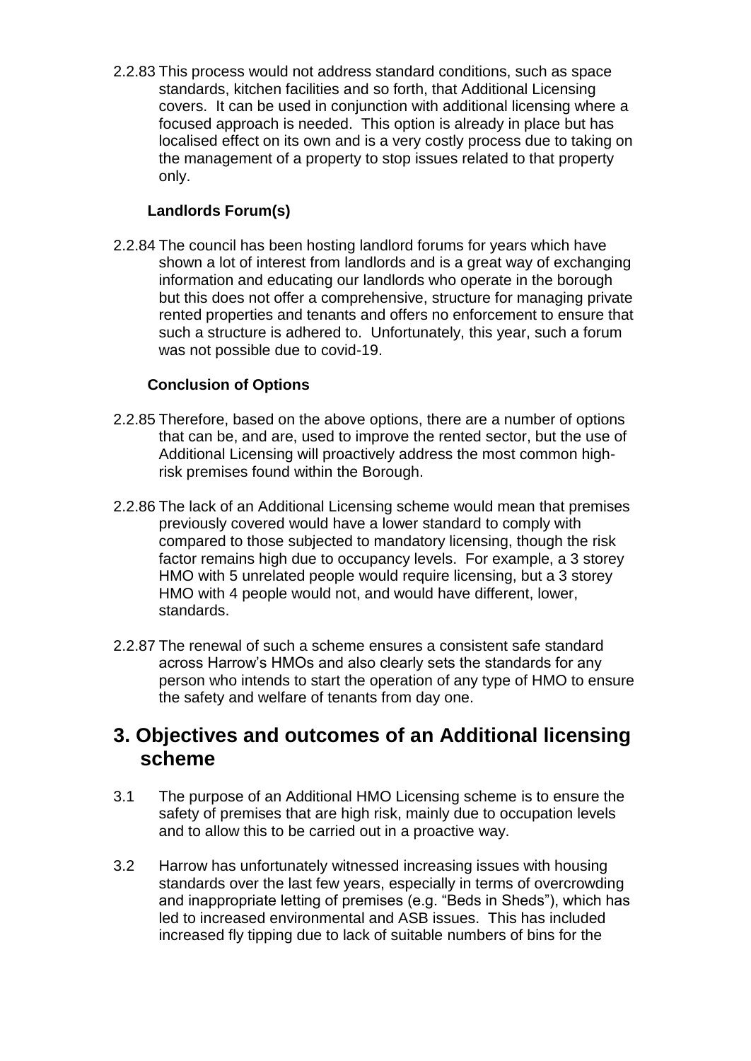2.2.83 This process would not address standard conditions, such as space standards, kitchen facilities and so forth, that Additional Licensing covers. It can be used in conjunction with additional licensing where a focused approach is needed. This option is already in place but has localised effect on its own and is a very costly process due to taking on the management of a property to stop issues related to that property only.

**Landlords Forum(s)**

2.2.84 The council has been hosting landlord forums for years which have shown a lot of interest from landlords and is a great way of exchanging information and educating our landlords who operate in the borough but this does not offer a comprehensive, structure for managing private rented properties and tenants and offers no enforcement to ensure that such a structure is adhered to. Unfortunately, this year, such a forum was not possible due to covid-19.

**Conclusion of Options**

2.2.85 Therefore, based on the above options, there are a number of options that can be, and are, used to improve the rented sector, but the use of Additional Licensing will proactively address the most common high-risk premises found within the Borough.

2.2.86 The lack of an Additional Licensing scheme would mean that premises previously covered would have a lower standard to comply with compared to those subjected to mandatory licensing, though the risk factor remains high due to occupancy levels. For example, a 3 storey HMO with 5 unrelated people would require licensing, but a 3 storey HMO with 4 people would not, and would have different, lower, standards.

2.2.87 The renewal of such a scheme ensures a consistent safe standard across Harrow's HMOs and also clearly sets the standards for any person who intends to start the operation of any type of HMO to ensure the safety and welfare of tenants from day one.

## 3. Objectives and outcomes of an Additional licensing scheme

3.1 The purpose of an Additional HMO Licensing scheme is to ensure the safety of premises that are high risk, mainly due to occupation levels and to allow this to be carried out in a proactive way.

3.2 Harrow has unfortunately witnessed increasing issues with housing standards over the last few years, especially in terms of overcrowding and inappropriate letting of premises (e.g. "Beds in Sheds"), which has led to increased environmental and ASB issues. This has included increased fly tipping due to lack of suitable numbers of bins for the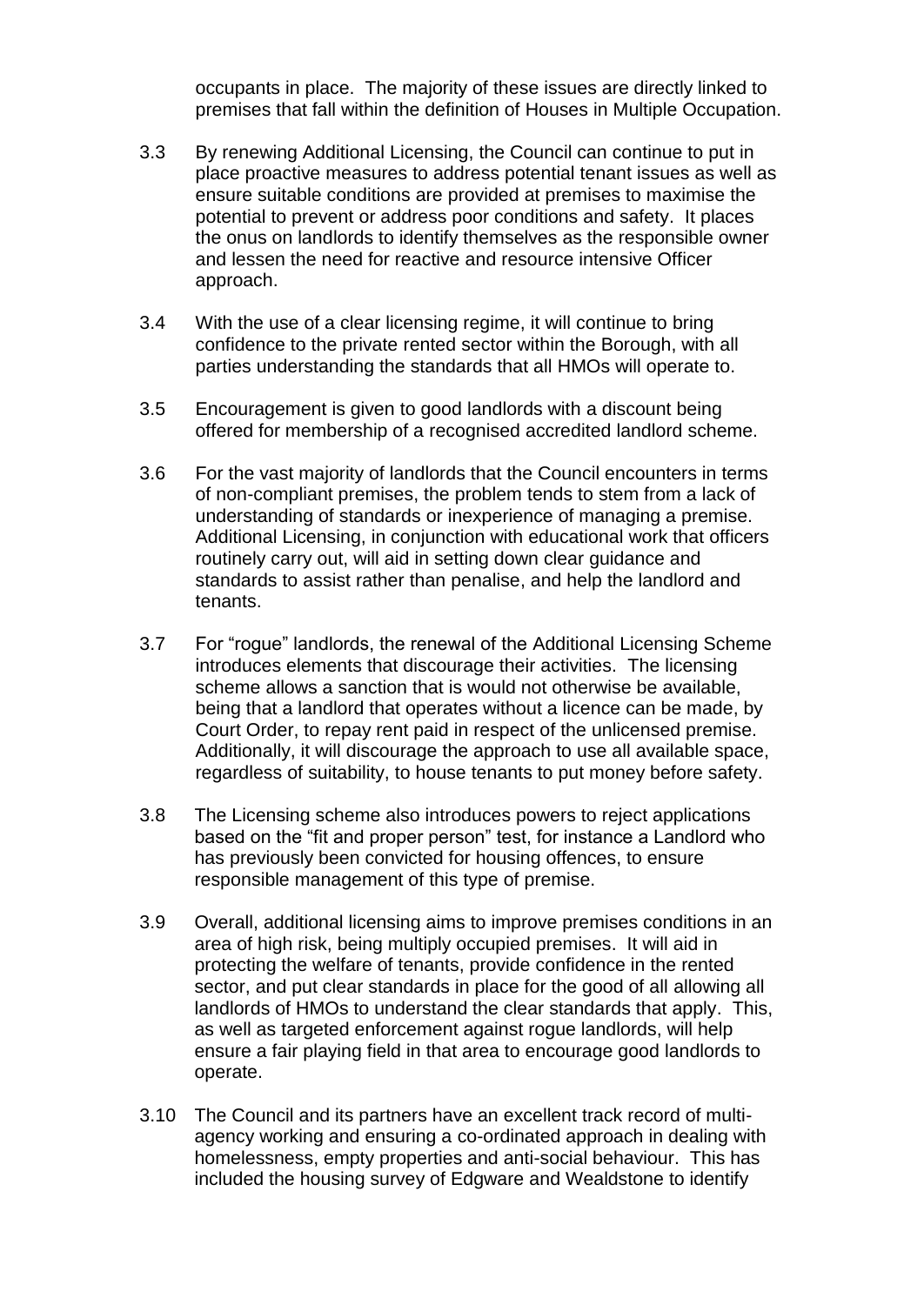occupants in place. The majority of these issues are directly linked to premises that fall within the definition of Houses in Multiple Occupation.

3.3 By renewing Additional Licensing, the Council can continue to put in place proactive measures to address potential tenant issues as well as ensure suitable conditions are provided at premises to maximise the potential to prevent or address poor conditions and safety. It places the onus on landlords to identify themselves as the responsible owner and lessen the need for reactive and resource intensive Officer approach.

3.4 With the use of a clear licensing regime, it will continue to bring confidence to the private rented sector within the Borough, with all parties understanding the standards that all HMOs will operate to.

3.5 Encouragement is given to good landlords with a discount being offered for membership of a recognised accredited landlord scheme.

3.6 For the vast majority of landlords that the Council encounters in terms of non-compliant premises, the problem tends to stem from a lack of understanding of standards or inexperience of managing a premise. Additional Licensing, in conjunction with educational work that officers routinely carry out, will aid in setting down clear guidance and standards to assist rather than penalise, and help the landlord and tenants.

3.7 For "rogue" landlords, the renewal of the Additional Licensing Scheme introduces elements that discourage their activities. The licensing scheme allows a sanction that is would not otherwise be available, being that a landlord that operates without a licence can be made, by Court Order, to repay rent paid in respect of the unlicensed premise. Additionally, it will discourage the approach to use all available space, regardless of suitability, to house tenants to put money before safety.

3.8 The Licensing scheme also introduces powers to reject applications based on the "fit and proper person" test, for instance a Landlord who has previously been convicted for housing offences, to ensure responsible management of this type of premise.

3.9 Overall, additional licensing aims to improve premises conditions in an area of high risk, being multiply occupied premises. It will aid in protecting the welfare of tenants, provide confidence in the rented sector, and put clear standards in place for the good of all allowing all landlords of HMOs to understand the clear standards that apply. This, as well as targeted enforcement against rogue landlords, will help ensure a fair playing field in that area to encourage good landlords to operate.

3.10 The Council and its partners have an excellent track record of multi-agency working and ensuring a co-ordinated approach in dealing with homelessness, empty properties and anti-social behaviour. This has included the housing survey of Edgware and Wealdstone to identify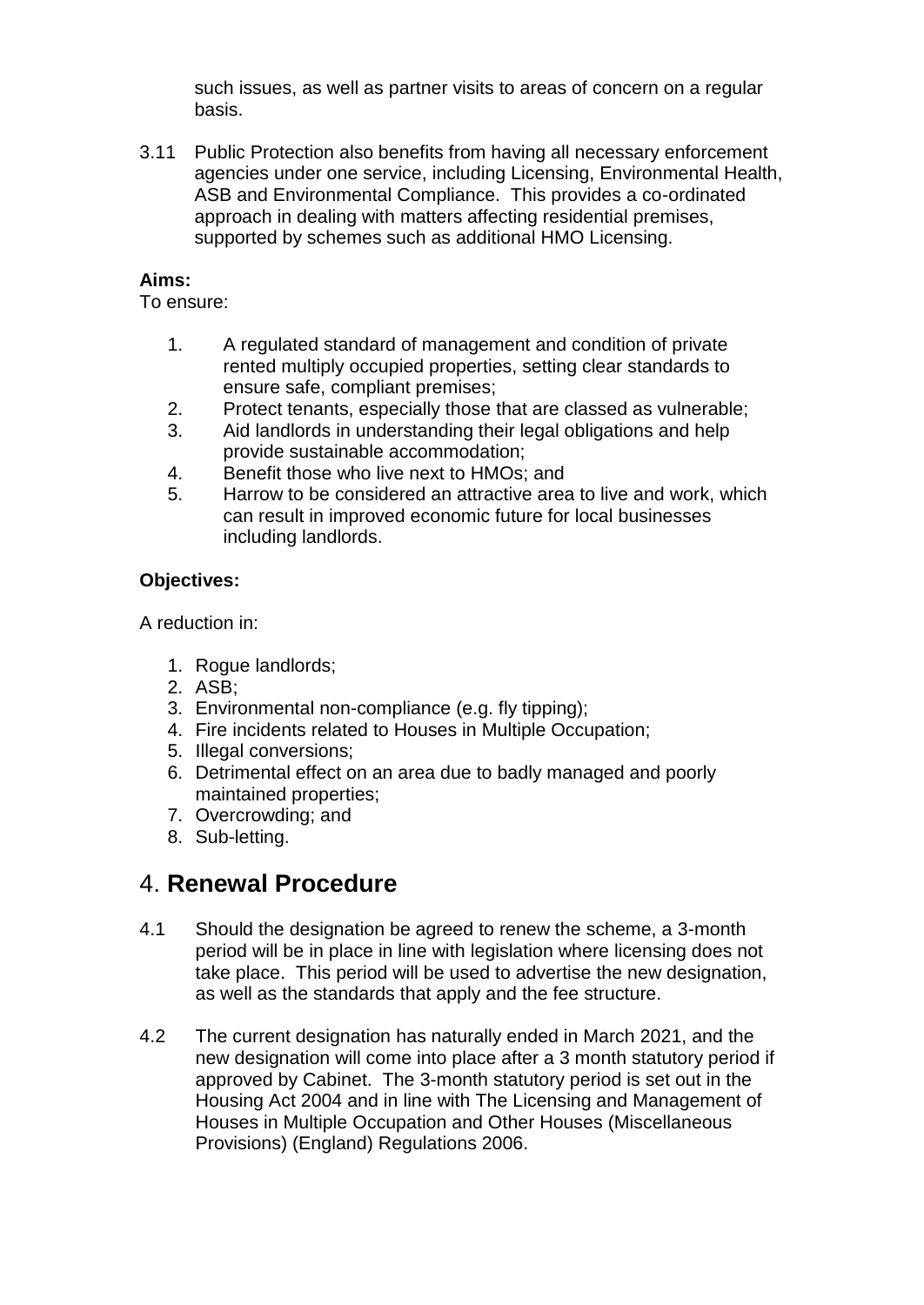such issues, as well as partner visits to areas of concern on a regular basis.

3.11 Public Protection also benefits from having all necessary enforcement agencies under one service, including Licensing, Environmental Health, ASB and Environmental Compliance. This provides a co-ordinated approach in dealing with matters affecting residential premises, supported by schemes such as additional HMO Licensing.

**Aims:**

To ensure:

1. A regulated standard of management and condition of private rented multiply occupied properties, setting clear standards to ensure safe, compliant premises;
2. Protect tenants, especially those that are classed as vulnerable;
3. Aid landlords in understanding their legal obligations and help provide sustainable accommodation;
4. Benefit those who live next to HMOs; and
5. Harrow to be considered an attractive area to live and work, which can result in improved economic future for local businesses including landlords.

**Objectives:**

A reduction in:

1. Rogue landlords;
2. ASB;
3. Environmental non-compliance (e.g. fly tipping);
4. Fire incidents related to Houses in Multiple Occupation;
5. Illegal conversions;
6. Detrimental effect on an area due to badly managed and poorly maintained properties;
7. Overcrowding; and
8. Sub-letting.

# 4. **Renewal Procedure**

4.1 Should the designation be agreed to renew the scheme, a 3-month period will be in place in line with legislation where licensing does not take place. This period will be used to advertise the new designation, as well as the standards that apply and the fee structure.

4.2 The current designation has naturally ended in March 2021, and the new designation will come into place after a 3 month statutory period if approved by Cabinet. The 3-month statutory period is set out in the Housing Act 2004 and in line with The Licensing and Management of Houses in Multiple Occupation and Other Houses (Miscellaneous Provisions) (England) Regulations 2006.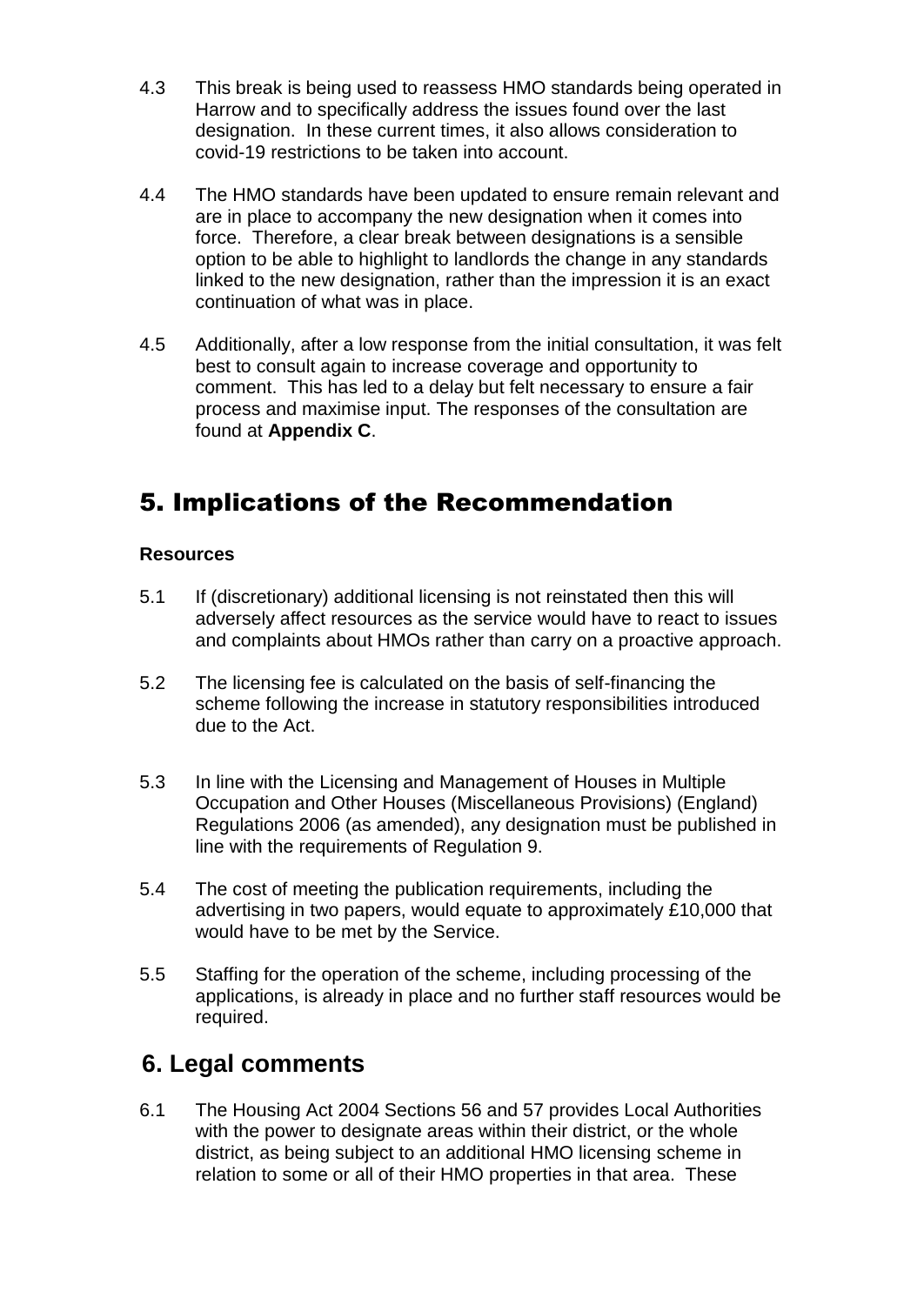4.3 This break is being used to reassess HMO standards being operated in Harrow and to specifically address the issues found over the last designation. In these current times, it also allows consideration to covid-19 restrictions to be taken into account.

4.4 The HMO standards have been updated to ensure remain relevant and are in place to accompany the new designation when it comes into force. Therefore, a clear break between designations is a sensible option to be able to highlight to landlords the change in any standards linked to the new designation, rather than the impression it is an exact continuation of what was in place.

4.5 Additionally, after a low response from the initial consultation, it was felt best to consult again to increase coverage and opportunity to comment. This has led to a delay but felt necessary to ensure a fair process and maximise input. The responses of the consultation are found at **Appendix C**.

## 5. Implications of the Recommendation

**Resources**

5.1 If (discretionary) additional licensing is not reinstated then this will adversely affect resources as the service would have to react to issues and complaints about HMOs rather than carry on a proactive approach.

5.2 The licensing fee is calculated on the basis of self-financing the scheme following the increase in statutory responsibilities introduced due to the Act.

5.3 In line with the Licensing and Management of Houses in Multiple Occupation and Other Houses (Miscellaneous Provisions) (England) Regulations 2006 (as amended), any designation must be published in line with the requirements of Regulation 9.

5.4 The cost of meeting the publication requirements, including the advertising in two papers, would equate to approximately £10,000 that would have to be met by the Service.

5.5 Staffing for the operation of the scheme, including processing of the applications, is already in place and no further staff resources would be required.

## 6. Legal comments

6.1 The Housing Act 2004 Sections 56 and 57 provides Local Authorities with the power to designate areas within their district, or the whole district, as being subject to an additional HMO licensing scheme in relation to some or all of their HMO properties in that area. These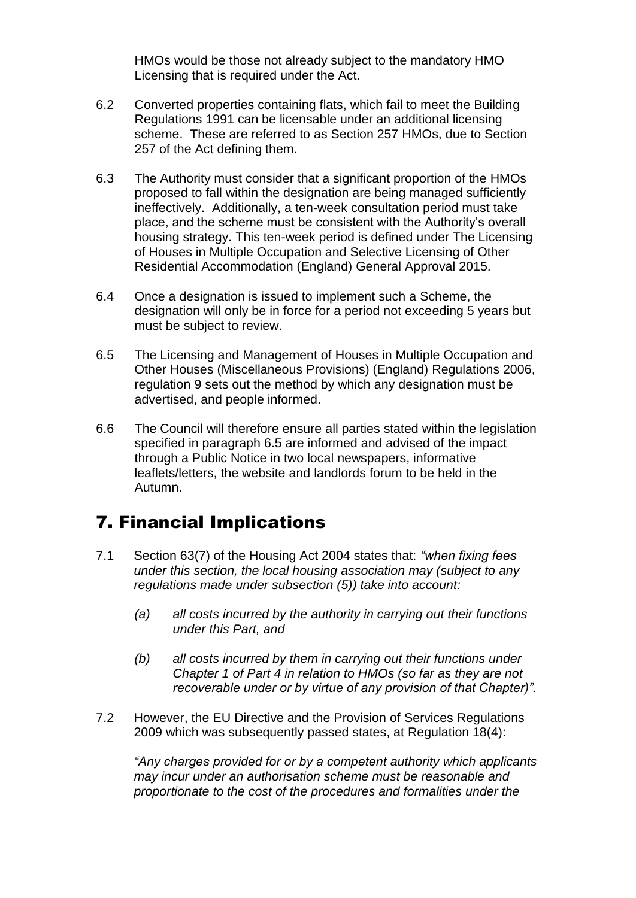HMOs would be those not already subject to the mandatory HMO Licensing that is required under the Act.

6.2 Converted properties containing flats, which fail to meet the Building Regulations 1991 can be licensable under an additional licensing scheme. These are referred to as Section 257 HMOs, due to Section 257 of the Act defining them.

6.3 The Authority must consider that a significant proportion of the HMOs proposed to fall within the designation are being managed sufficiently ineffectively. Additionally, a ten-week consultation period must take place, and the scheme must be consistent with the Authority's overall housing strategy. This ten-week period is defined under The Licensing of Houses in Multiple Occupation and Selective Licensing of Other Residential Accommodation (England) General Approval 2015.

6.4 Once a designation is issued to implement such a Scheme, the designation will only be in force for a period not exceeding 5 years but must be subject to review.

6.5 The Licensing and Management of Houses in Multiple Occupation and Other Houses (Miscellaneous Provisions) (England) Regulations 2006, regulation 9 sets out the method by which any designation must be advertised, and people informed.

6.6 The Council will therefore ensure all parties stated within the legislation specified in paragraph 6.5 are informed and advised of the impact through a Public Notice in two local newspapers, informative leaflets/letters, the website and landlords forum to be held in the Autumn.

# 7. Financial Implications

7.1 Section 63(7) of the Housing Act 2004 states that: *"when fixing fees under this section, the local housing association may (subject to any regulations made under subsection (5)) take into account:*

*(a) all costs incurred by the authority in carrying out their functions under this Part, and*

*(b) all costs incurred by them in carrying out their functions under Chapter 1 of Part 4 in relation to HMOs (so far as they are not recoverable under or by virtue of any provision of that Chapter)".*

7.2 However, the EU Directive and the Provision of Services Regulations 2009 which was subsequently passed states, at Regulation 18(4):

*"Any charges provided for or by a competent authority which applicants may incur under an authorisation scheme must be reasonable and proportionate to the cost of the procedures and formalities under the*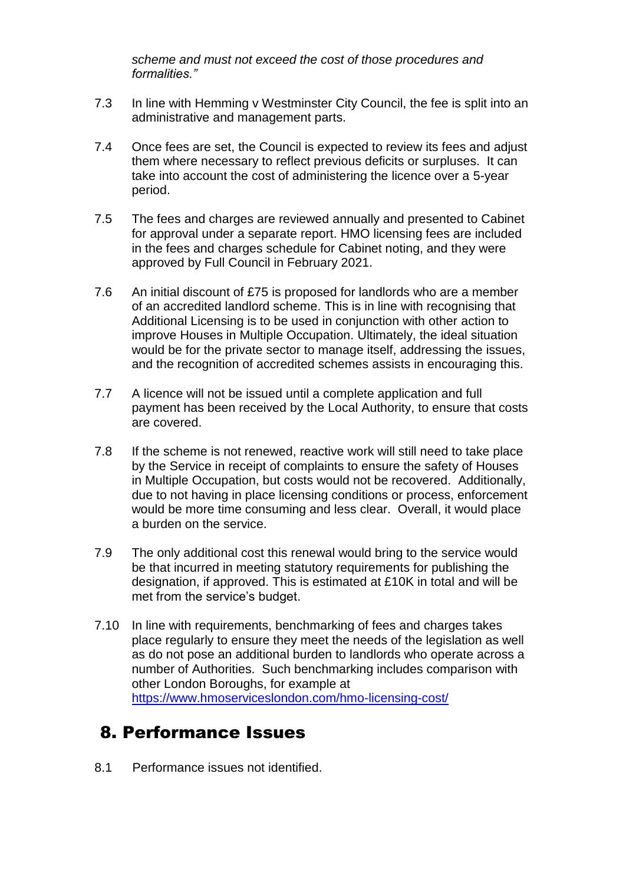*scheme and must not exceed the cost of those procedures and formalities."*

7.3 In line with Hemming v Westminster City Council, the fee is split into an administrative and management parts.

7.4 Once fees are set, the Council is expected to review its fees and adjust them where necessary to reflect previous deficits or surpluses. It can take into account the cost of administering the licence over a 5-year period.

7.5 The fees and charges are reviewed annually and presented to Cabinet for approval under a separate report. HMO licensing fees are included in the fees and charges schedule for Cabinet noting, and they were approved by Full Council in February 2021.

7.6 An initial discount of £75 is proposed for landlords who are a member of an accredited landlord scheme. This is in line with recognising that Additional Licensing is to be used in conjunction with other action to improve Houses in Multiple Occupation. Ultimately, the ideal situation would be for the private sector to manage itself, addressing the issues, and the recognition of accredited schemes assists in encouraging this.

7.7 A licence will not be issued until a complete application and full payment has been received by the Local Authority, to ensure that costs are covered.

7.8 If the scheme is not renewed, reactive work will still need to take place by the Service in receipt of complaints to ensure the safety of Houses in Multiple Occupation, but costs would not be recovered. Additionally, due to not having in place licensing conditions or process, enforcement would be more time consuming and less clear. Overall, it would place a burden on the service.

7.9 The only additional cost this renewal would bring to the service would be that incurred in meeting statutory requirements for publishing the designation, if approved. This is estimated at £10K in total and will be met from the service's budget.

7.10 In line with requirements, benchmarking of fees and charges takes place regularly to ensure they meet the needs of the legislation as well as do not pose an additional burden to landlords who operate across a number of Authorities. Such benchmarking includes comparison with other London Boroughs, for example at https://www.hmoserviceslondon.com/hmo-licensing-cost/

## 8. Performance Issues

8.1 Performance issues not identified.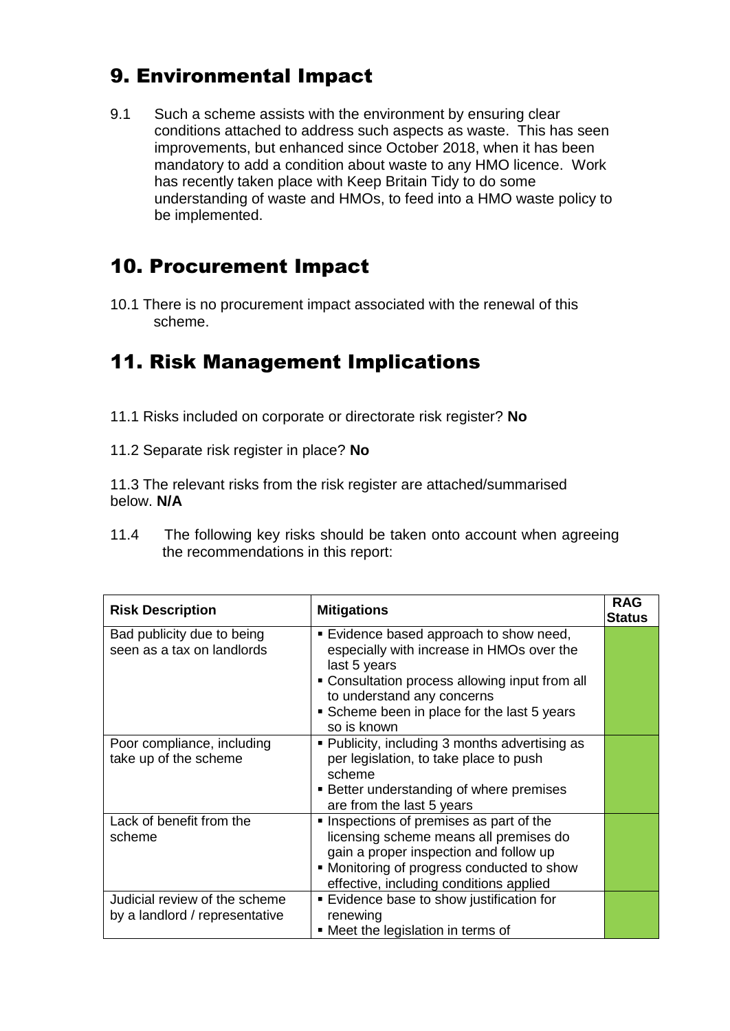## 9. Environmental Impact

9.1 Such a scheme assists with the environment by ensuring clear conditions attached to address such aspects as waste. This has seen improvements, but enhanced since October 2018, when it has been mandatory to add a condition about waste to any HMO licence. Work has recently taken place with Keep Britain Tidy to do some understanding of waste and HMOs, to feed into a HMO waste policy to be implemented.

## 10. Procurement Impact

10.1 There is no procurement impact associated with the renewal of this scheme.

## 11. Risk Management Implications

11.1 Risks included on corporate or directorate risk register? **No**

11.2 Separate risk register in place? **No**

11.3 The relevant risks from the risk register are attached/summarised below. **N/A**

11.4 The following key risks should be taken onto account when agreeing the recommendations in this report:

| **Risk Description** | **Mitigations** | **RAG Status** |
|---|---|---|
| Bad publicity due to being seen as a tax on landlords | ▪ Evidence based approach to show need, especially with increase in HMOs over the last 5 years<br>▪ Consultation process allowing input from all to understand any concerns<br>▪ Scheme been in place for the last 5 years so is known | |
| Poor compliance, including take up of the scheme | ▪ Publicity, including 3 months advertising as per legislation, to take place to push scheme<br>▪ Better understanding of where premises are from the last 5 years | |
| Lack of benefit from the scheme | ▪ Inspections of premises as part of the licensing scheme means all premises do gain a proper inspection and follow up<br>▪ Monitoring of progress conducted to show effective, including conditions applied | |
| Judicial review of the scheme by a landlord / representative | ▪ Evidence base to show justification for renewing<br>▪ Meet the legislation in terms of | |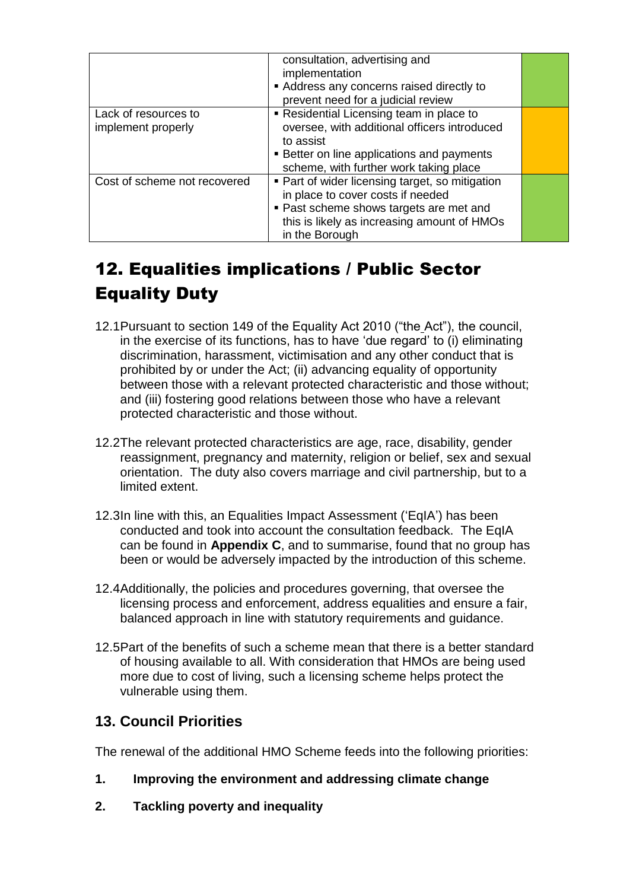| | | |
|---|---|---|
| | consultation, advertising and implementation<br>▪ Address any concerns raised directly to prevent need for a judicial review | |
| Lack of resources to implement properly | ▪ Residential Licensing team in place to oversee, with additional officers introduced to assist<br>▪ Better on line applications and payments scheme, with further work taking place | |
| Cost of scheme not recovered | ▪ Part of wider licensing target, so mitigation in place to cover costs if needed<br>▪ Past scheme shows targets are met and this is likely as increasing amount of HMOs in the Borough | |

# 12. Equalities implications / Public Sector Equality Duty

12.1 Pursuant to section 149 of the Equality Act 2010 ("the Act"), the council, in the exercise of its functions, has to have 'due regard' to (i) eliminating discrimination, harassment, victimisation and any other conduct that is prohibited by or under the Act; (ii) advancing equality of opportunity between those with a relevant protected characteristic and those without; and (iii) fostering good relations between those who have a relevant protected characteristic and those without.

12.2 The relevant protected characteristics are age, race, disability, gender reassignment, pregnancy and maternity, religion or belief, sex and sexual orientation. The duty also covers marriage and civil partnership, but to a limited extent.

12.3 In line with this, an Equalities Impact Assessment ('EqIA') has been conducted and took into account the consultation feedback. The EqIA can be found in **Appendix C**, and to summarise, found that no group has been or would be adversely impacted by the introduction of this scheme.

12.4 Additionally, the policies and procedures governing, that oversee the licensing process and enforcement, address equalities and ensure a fair, balanced approach in line with statutory requirements and guidance.

12.5 Part of the benefits of such a scheme mean that there is a better standard of housing available to all. With consideration that HMOs are being used more due to cost of living, such a licensing scheme helps protect the vulnerable using them.

## 13. Council Priorities

The renewal of the additional HMO Scheme feeds into the following priorities:

1. **Improving the environment and addressing climate change**
2. **Tackling poverty and inequality**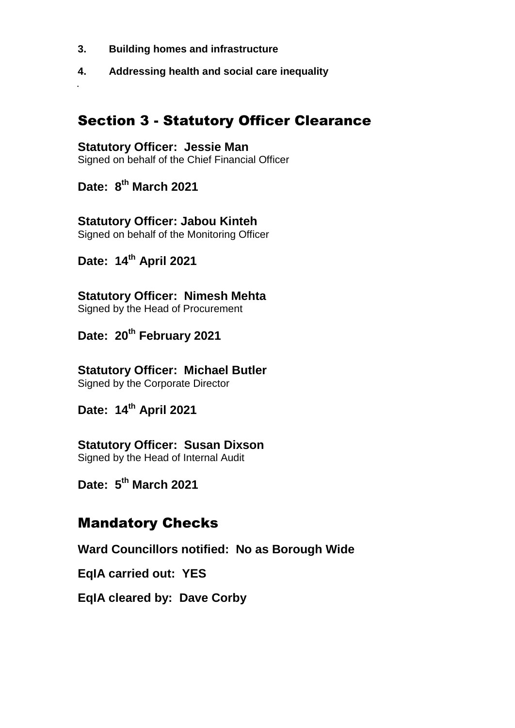**3. Building homes and infrastructure**

**4. Addressing health and social care inequality**

.

## Section 3 - Statutory Officer Clearance

**Statutory Officer: Jessie Man**
Signed on behalf of the Chief Financial Officer

**Date: 8th March 2021**

**Statutory Officer: Jabou Kinteh**
Signed on behalf of the Monitoring Officer

**Date: 14th April 2021**

**Statutory Officer: Nimesh Mehta**
Signed by the Head of Procurement

**Date: 20th February 2021**

**Statutory Officer: Michael Butler**
Signed by the Corporate Director

**Date: 14th April 2021**

**Statutory Officer: Susan Dixson**
Signed by the Head of Internal Audit

**Date: 5th March 2021**

## Mandatory Checks

**Ward Councillors notified: No as Borough Wide**

**EqIA carried out: YES**

**EqIA cleared by: Dave Corby**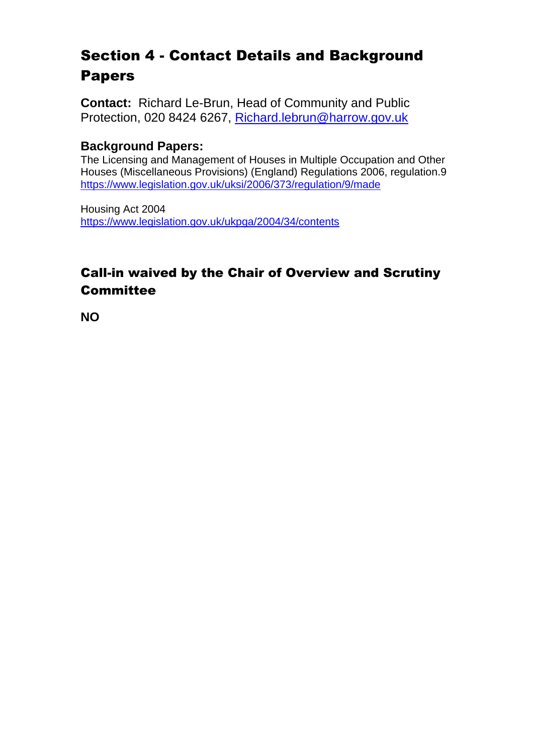## Section 4 - Contact Details and Background Papers

**Contact:** Richard Le-Brun, Head of Community and Public Protection, 020 8424 6267, Richard.lebrun@harrow.gov.uk

### Background Papers:

The Licensing and Management of Houses in Multiple Occupation and Other Houses (Miscellaneous Provisions) (England) Regulations 2006, regulation.9
https://www.legislation.gov.uk/uksi/2006/373/regulation/9/made

Housing Act 2004
https://www.legislation.gov.uk/ukpga/2004/34/contents

## Call-in waived by the Chair of Overview and Scrutiny Committee

**NO**